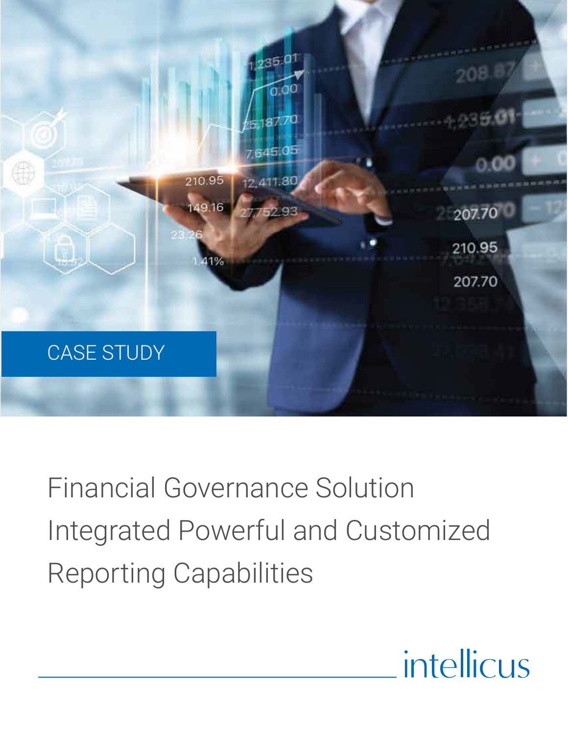CASE STUDY

# Financial Governance Solution Integrated Powerful and Customized Reporting Capabilities

intellicus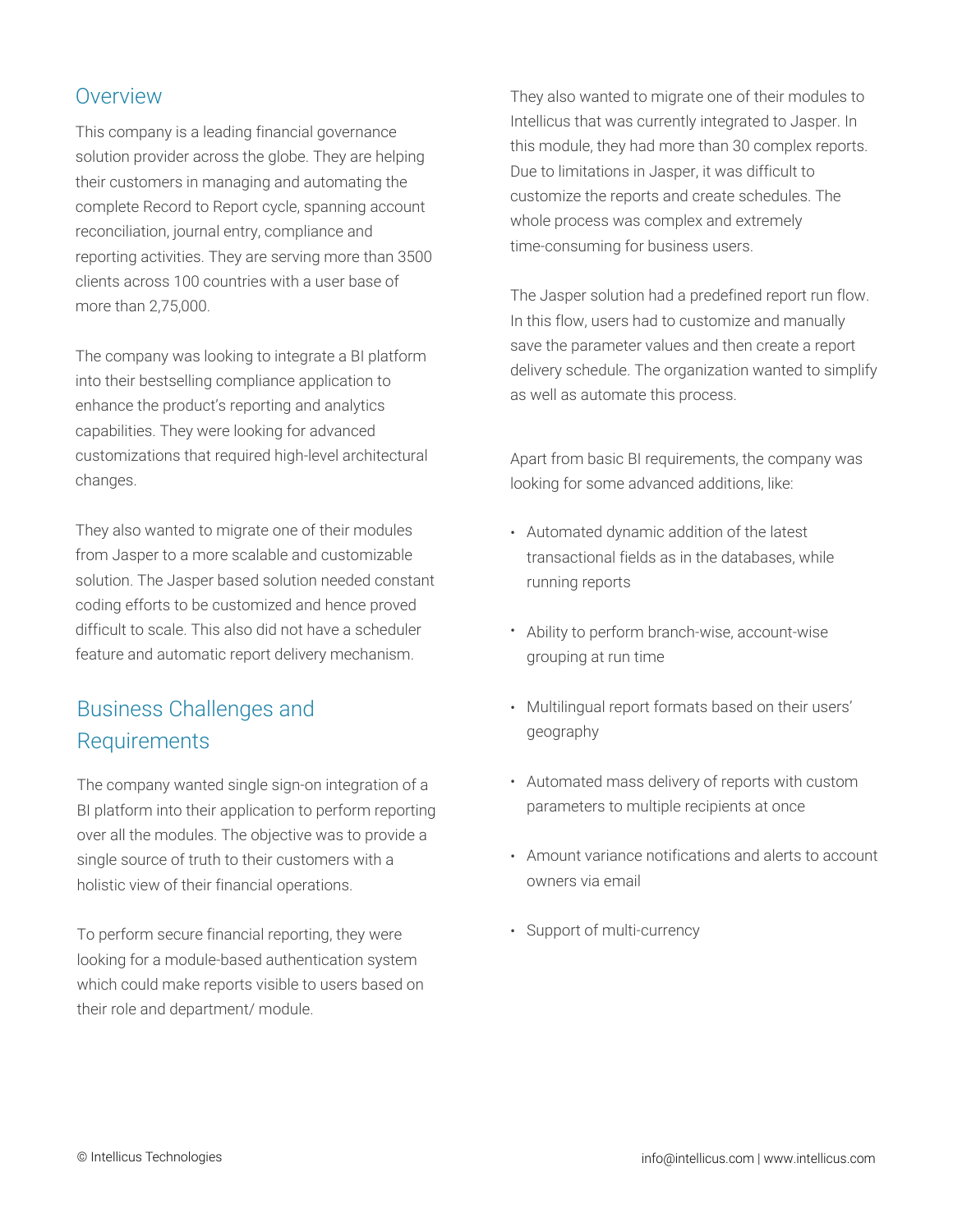## Overview

This company is a leading financial governance solution provider across the globe. They are helping their customers in managing and automating the complete Record to Report cycle, spanning account reconciliation, journal entry, compliance and reporting activities. They are serving more than 3500 clients across 100 countries with a user base of more than 2,75,000.

The company was looking to integrate a BI platform into their bestselling compliance application to enhance the product's reporting and analytics capabilities. They were looking for advanced customizations that required high-level architectural changes.

They also wanted to migrate one of their modules from Jasper to a more scalable and customizable solution. The Jasper based solution needed constant coding efforts to be customized and hence proved difficult to scale. This also did not have a scheduler feature and automatic report delivery mechanism.

## Business Challenges and Requirements

The company wanted single sign-on integration of a BI platform into their application to perform reporting over all the modules. The objective was to provide a single source of truth to their customers with a holistic view of their financial operations.

To perform secure financial reporting, they were looking for a module-based authentication system which could make reports visible to users based on their role and department/ module.

They also wanted to migrate one of their modules to Intellicus that was currently integrated to Jasper. In this module, they had more than 30 complex reports. Due to limitations in Jasper, it was difficult to customize the reports and create schedules. The whole process was complex and extremely time-consuming for business users.

The Jasper solution had a predefined report run flow. In this flow, users had to customize and manually save the parameter values and then create a report delivery schedule. The organization wanted to simplify as well as automate this process.

Apart from basic BI requirements, the company was looking for some advanced additions, like:

- Automated dynamic addition of the latest transactional fields as in the databases, while running reports
- Ability to perform branch-wise, account-wise grouping at run time
- Multilingual report formats based on their users' geography
- Automated mass delivery of reports with custom parameters to multiple recipients at once
- Amount variance notifications and alerts to account owners via email
- Support of multi-currency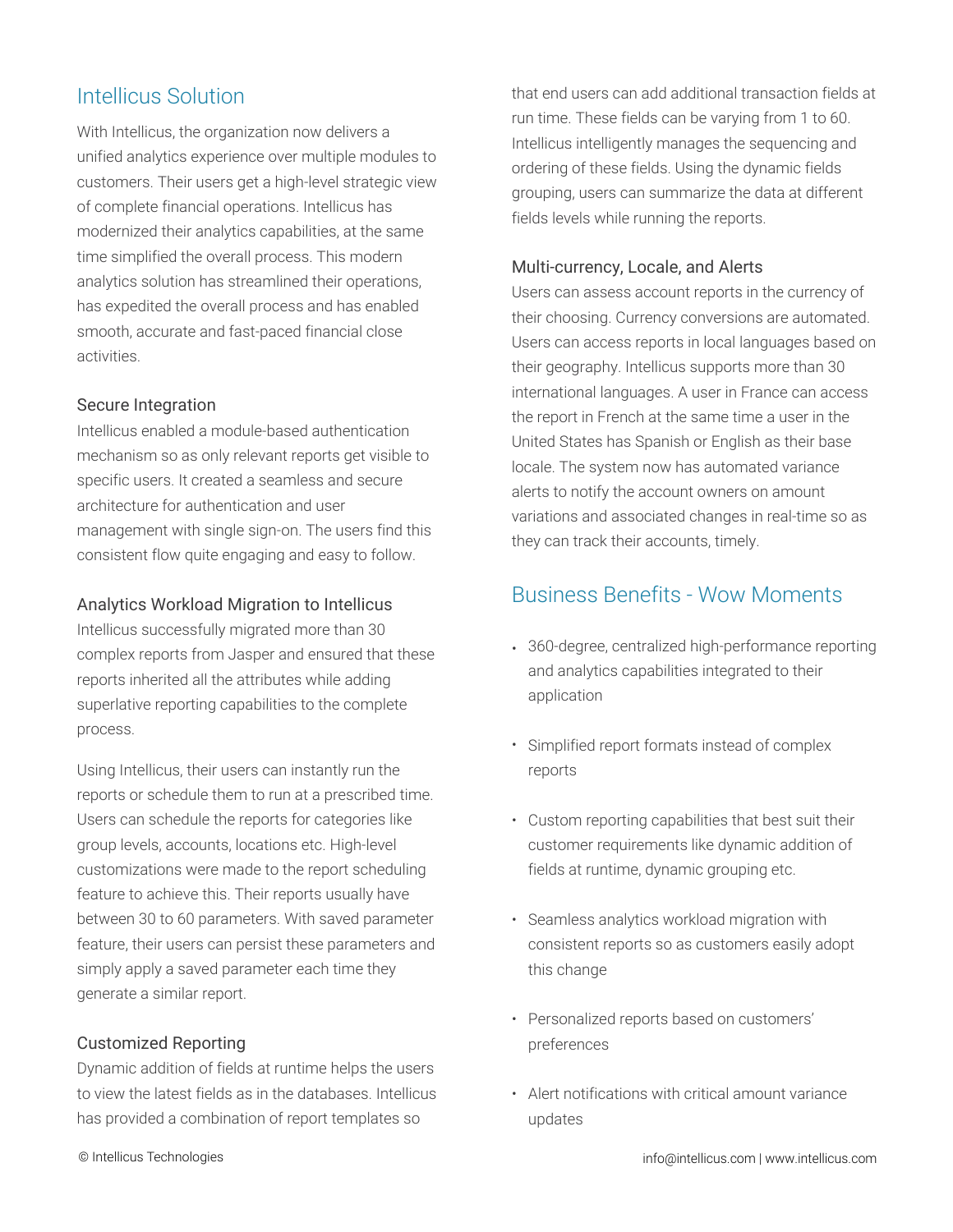## Intellicus Solution

With Intellicus, the organization now delivers a unified analytics experience over multiple modules to customers. Their users get a high-level strategic view of complete financial operations. Intellicus has modernized their analytics capabilities, at the same time simplified the overall process. This modern analytics solution has streamlined their operations, has expedited the overall process and has enabled smooth, accurate and fast-paced financial close activities.

### Secure Integration

Intellicus enabled a module-based authentication mechanism so as only relevant reports get visible to specific users. It created a seamless and secure architecture for authentication and user management with single sign-on. The users find this consistent flow quite engaging and easy to follow.

### Analytics Workload Migration to Intellicus

Intellicus successfully migrated more than 30 complex reports from Jasper and ensured that these reports inherited all the attributes while adding superlative reporting capabilities to the complete process.

Using Intellicus, their users can instantly run the reports or schedule them to run at a prescribed time. Users can schedule the reports for categories like group levels, accounts, locations etc. High-level customizations were made to the report scheduling feature to achieve this. Their reports usually have between 30 to 60 parameters. With saved parameter feature, their users can persist these parameters and simply apply a saved parameter each time they generate a similar report.

### Customized Reporting

Dynamic addition of fields at runtime helps the users to view the latest fields as in the databases. Intellicus has provided a combination of report templates so that end users can add additional transaction fields at run time. These fields can be varying from 1 to 60. Intellicus intelligently manages the sequencing and ordering of these fields. Using the dynamic fields grouping, users can summarize the data at different fields levels while running the reports.

### Multi-currency, Locale, and Alerts

Users can assess account reports in the currency of their choosing. Currency conversions are automated. Users can access reports in local languages based on their geography. Intellicus supports more than 30 international languages. A user in France can access the report in French at the same time a user in the United States has Spanish or English as their base locale. The system now has automated variance alerts to notify the account owners on amount variations and associated changes in real-time so as they can track their accounts, timely.

## Business Benefits - Wow Moments

- 360-degree, centralized high-performance reporting and analytics capabilities integrated to their application
- Simplified report formats instead of complex reports
- Custom reporting capabilities that best suit their customer requirements like dynamic addition of fields at runtime, dynamic grouping etc.
- Seamless analytics workload migration with consistent reports so as customers easily adopt this change
- Personalized reports based on customers' preferences
- Alert notifications with critical amount variance updates